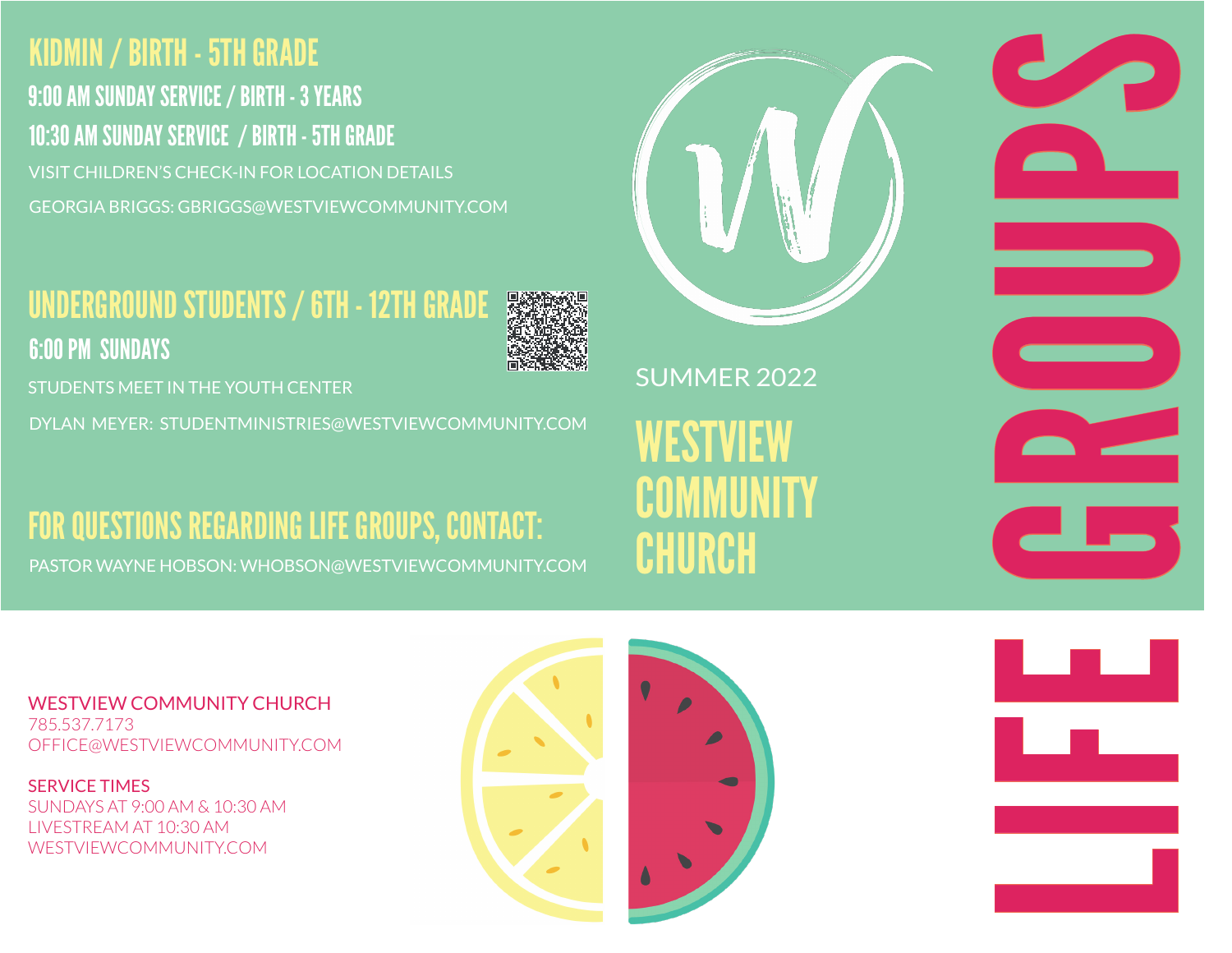## KIDMIN / BIRTH - 5TH GRADE

**9:00 AM SUNDAY SERVICE / BIRTH - 3 YEARS**

**10:30 AM SUNDAY SERVICE / BIRTH - 5TH GRADE**

VISIT CHILDREN'S CHECK-IN FOR LOCATION DETAILS

GEORGIA BRIGGS: GBRIGGS@WESTVIEWCOMMUNITY.COM

## UNDERGROUND STUDENTS / 6TH - 12TH GRADE

**6:00 PM SUNDAYS**

STUDENTS MEET IN THE YOUTH CENTER

DYLAN MEYER: STUDENTMINISTRIES@WESTVIEWCOMMUNITY.COM

## FOR QUESTIONS REGARDING LIFE GROUPS, CONTACT:

PASTOR WAYNE HOBSON: WHOBSON@WESTVIEWCOMMUNITY.COM

SUMMER 2022

# WESTVIEW COMMUNITY CHURCH

# LIFE GROUPS

WESTVIEW COMMUNITY CHURCH
785.537.7173
OFFICE@WESTVIEWCOMMUNITY.COM

SERVICE TIMES
SUNDAYS AT 9:00 AM & 10:30 AM
LIVESTREAM AT 10:30 AM
WESTVIEWCOMMUNITY.COM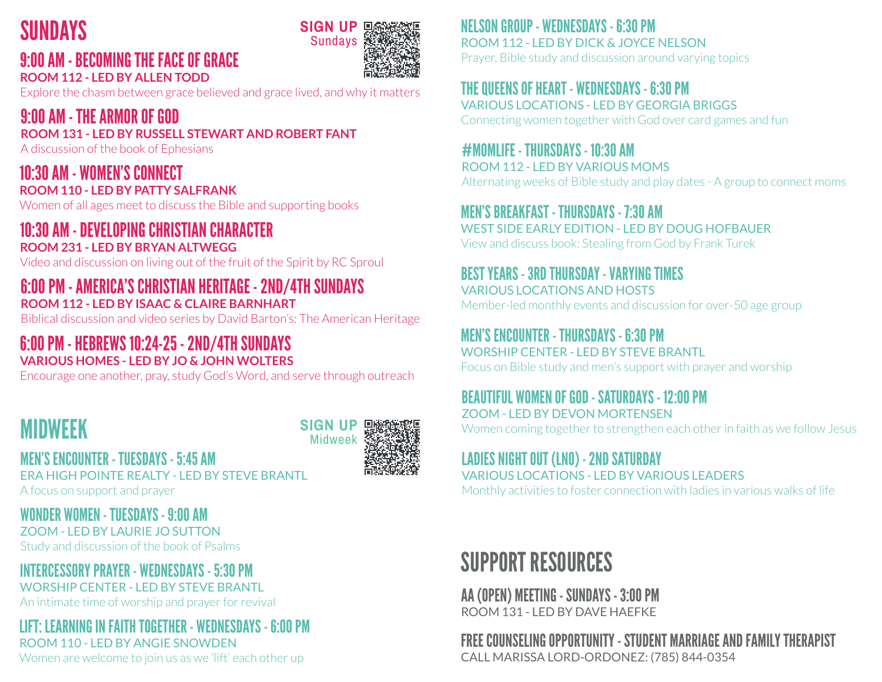# SUNDAYS

**SIGN UP** Sundays

### 9:00 AM - BECOMING THE FACE OF GRACE
**ROOM 112 - LED BY ALLEN TODD**
Explore the chasm between grace believed and grace lived, and why it matters

### 9:00 AM - THE ARMOR OF GOD
**ROOM 131 - LED BY RUSSELL STEWART AND ROBERT FANT**
A discussion of the book of Ephesians

### 10:30 AM - WOMEN'S CONNECT
**ROOM 110 - LED BY PATTY SALFRANK**
Women of all ages meet to discuss the Bible and supporting books

### 10:30 AM - DEVELOPING CHRISTIAN CHARACTER
**ROOM 231 - LED BY BRYAN ALTWEGG**
Video and discussion on living out of the fruit of the Spirit by RC Sproul

### 6:00 PM - AMERICA'S CHRISTIAN HERITAGE - 2ND/4TH SUNDAYS
**ROOM 112 - LED BY ISAAC & CLAIRE BARNHART**
Biblical discussion and video series by David Barton's: The American Heritage

### 6:00 PM - HEBREWS 10:24-25 - 2ND/4TH SUNDAYS
**VARIOUS HOMES - LED BY JO & JOHN WOLTERS**
Encourage one another, pray, study God's Word, and serve through outreach

# MIDWEEK

**SIGN UP** Midweek

### MEN'S ENCOUNTER - TUESDAYS - 5:45 AM
ERA HIGH POINTE REALTY - LED BY STEVE BRANTL
A focus on support and prayer

### WONDER WOMEN - TUESDAYS - 9:00 AM
ZOOM - LED BY LAURIE JO SUTTON
Study and discussion of the book of Psalms

### INTERCESSORY PRAYER - WEDNESDAYS - 5:30 PM
WORSHIP CENTER - LED BY STEVE BRANTL
An intimate time of worship and prayer for revival

### LIFT: LEARNING IN FAITH TOGETHER - WEDNESDAYS - 6:00 PM
ROOM 110 - LED BY ANGIE SNOWDEN
Women are welcome to join us as we 'lift' each other up

### NELSON GROUP - WEDNESDAYS - 6:30 PM
ROOM 112 - LED BY DICK & JOYCE NELSON
Prayer, Bible study and discussion around varying topics

### THE QUEENS OF HEART - WEDNESDAYS - 6:30 PM
VARIOUS LOCATIONS - LED BY GEORGIA BRIGGS
Connecting women together with God over card games and fun

### #MOMLIFE - THURSDAYS - 10:30 AM
ROOM 112 - LED BY VARIOUS MOMS
Alternating weeks of Bible study and play dates - A group to connect moms

### MEN'S BREAKFAST - THURSDAYS - 7:30 AM
WEST SIDE EARLY EDITION - LED BY DOUG HOFBAUER
View and discuss book: Stealing from God by Frank Turek

### BEST YEARS - 3RD THURSDAY - VARYING TIMES
VARIOUS LOCATIONS AND HOSTS
Member-led monthly events and discussion for over-50 age group

### MEN'S ENCOUNTER - THURSDAYS - 6:30 PM
WORSHIP CENTER - LED BY STEVE BRANTL
Focus on Bible study and men's support with prayer and worship

### BEAUTIFUL WOMEN OF GOD - SATURDAYS - 12:00 PM
ZOOM - LED BY DEVON MORTENSEN
Women coming together to strengthen each other in faith as we follow Jesus

### LADIES NIGHT OUT (LNO) - 2ND SATURDAY
VARIOUS LOCATIONS - LED BY VARIOUS LEADERS
Monthly activities to foster connection with ladies in various walks of life

# SUPPORT RESOURCES

### AA (OPEN) MEETING - SUNDAYS - 3:00 PM
ROOM 131 - LED BY DAVE HAEFKE

### FREE COUNSELING OPPORTUNITY - STUDENT MARRIAGE AND FAMILY THERAPIST
CALL MARISSA LORD-ORDONEZ: (785) 844-0354